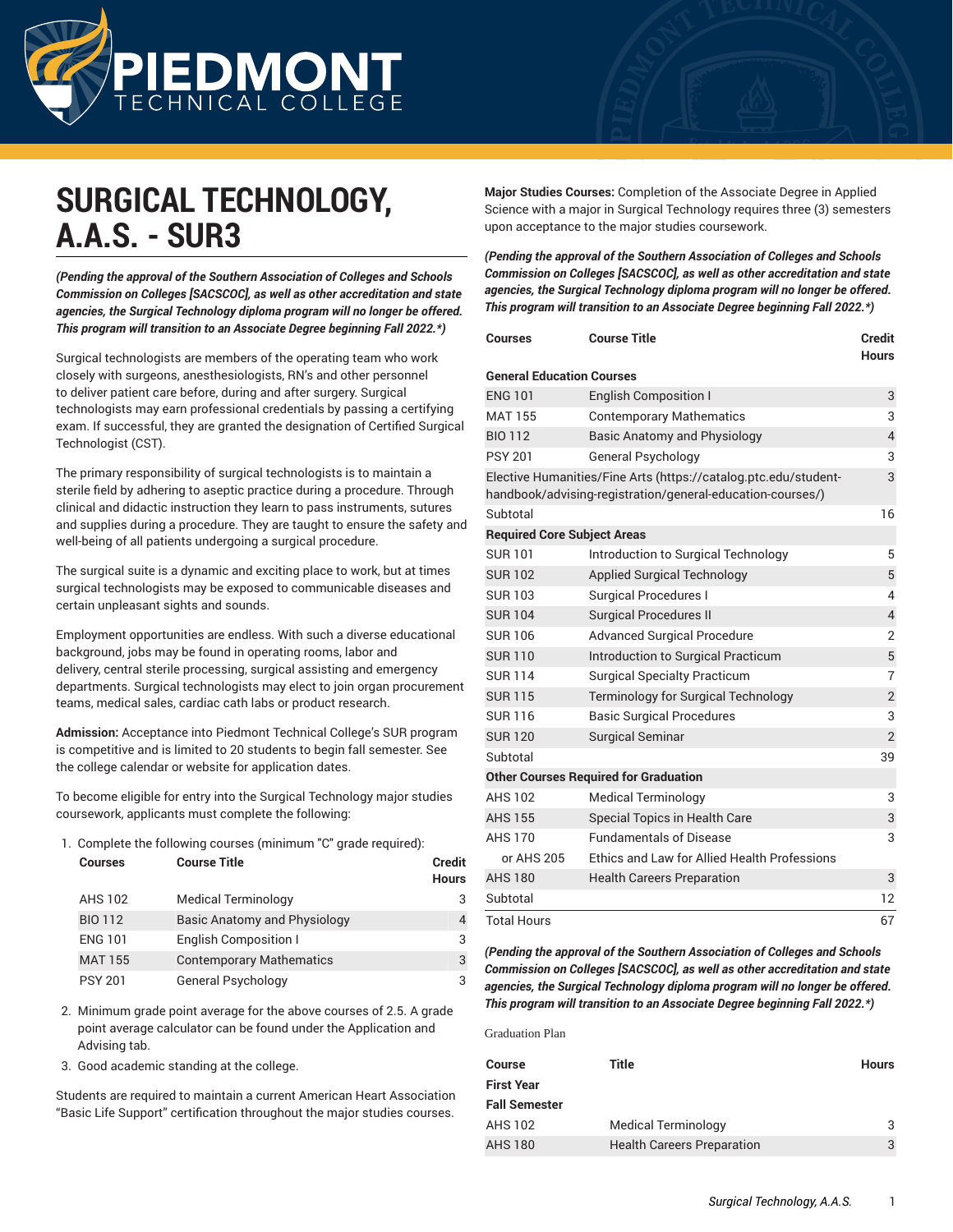# SURGICAL TECHNOLOGY, A.A.S. - SUR3

***(Pending the approval of the Southern Association of Colleges and Schools Commission on Colleges [SACSCOC], as well as other accreditation and state agencies, the Surgical Technology diploma program will no longer be offered. This program will transition to an Associate Degree beginning Fall 2022.*)***

Surgical technologists are members of the operating team who work closely with surgeons, anesthesiologists, RN's and other personnel to deliver patient care before, during and after surgery. Surgical technologists may earn professional credentials by passing a certifying exam. If successful, they are granted the designation of Certified Surgical Technologist (CST).

The primary responsibility of surgical technologists is to maintain a sterile field by adhering to aseptic practice during a procedure. Through clinical and didactic instruction they learn to pass instruments, sutures and supplies during a procedure. They are taught to ensure the safety and well-being of all patients undergoing a surgical procedure.

The surgical suite is a dynamic and exciting place to work, but at times surgical technologists may be exposed to communicable diseases and certain unpleasant sights and sounds.

Employment opportunities are endless. With such a diverse educational background, jobs may be found in operating rooms, labor and delivery, central sterile processing, surgical assisting and emergency departments. Surgical technologists may elect to join organ procurement teams, medical sales, cardiac cath labs or product research.

**Admission:** Acceptance into Piedmont Technical College's SUR program is competitive and is limited to 20 students to begin fall semester. See the college calendar or website for application dates.

To become eligible for entry into the Surgical Technology major studies coursework, applicants must complete the following:

1. Complete the following courses (minimum "C" grade required):

| Courses | Course Title | Credit Hours |
|---|---|---|
| AHS 102 | Medical Terminology | 3 |
| BIO 112 | Basic Anatomy and Physiology | 4 |
| ENG 101 | English Composition I | 3 |
| MAT 155 | Contemporary Mathematics | 3 |
| PSY 201 | General Psychology | 3 |

2. Minimum grade point average for the above courses of 2.5. A grade point average calculator can be found under the Application and Advising tab.
3. Good academic standing at the college.

Students are required to maintain a current American Heart Association "Basic Life Support" certification throughout the major studies courses.

**Major Studies Courses:** Completion of the Associate Degree in Applied Science with a major in Surgical Technology requires three (3) semesters upon acceptance to the major studies coursework.

***(Pending the approval of the Southern Association of Colleges and Schools Commission on Colleges [SACSCOC], as well as other accreditation and state agencies, the Surgical Technology diploma program will no longer be offered. This program will transition to an Associate Degree beginning Fall 2022.*)***

| Courses | Course Title | Credit Hours |
|---|---|---|
| **General Education Courses** | | |
| ENG 101 | English Composition I | 3 |
| MAT 155 | Contemporary Mathematics | 3 |
| BIO 112 | Basic Anatomy and Physiology | 4 |
| PSY 201 | General Psychology | 3 |
| Elective Humanities/Fine Arts (https://catalog.ptc.edu/student-handbook/advising-registration/general-education-courses/) | | 3 |
| Subtotal | | 16 |
| **Required Core Subject Areas** | | |
| SUR 101 | Introduction to Surgical Technology | 5 |
| SUR 102 | Applied Surgical Technology | 5 |
| SUR 103 | Surgical Procedures I | 4 |
| SUR 104 | Surgical Procedures II | 4 |
| SUR 106 | Advanced Surgical Procedure | 2 |
| SUR 110 | Introduction to Surgical Practicum | 5 |
| SUR 114 | Surgical Specialty Practicum | 7 |
| SUR 115 | Terminology for Surgical Technology | 2 |
| SUR 116 | Basic Surgical Procedures | 3 |
| SUR 120 | Surgical Seminar | 2 |
| Subtotal | | 39 |
| **Other Courses Required for Graduation** | | |
| AHS 102 | Medical Terminology | 3 |
| AHS 155 | Special Topics in Health Care | 3 |
| AHS 170 | Fundamentals of Disease | 3 |
| or AHS 205 | Ethics and Law for Allied Health Professions | |
| AHS 180 | Health Careers Preparation | 3 |
| Subtotal | | 12 |
| Total Hours | | 67 |

***(Pending the approval of the Southern Association of Colleges and Schools Commission on Colleges [SACSCOC], as well as other accreditation and state agencies, the Surgical Technology diploma program will no longer be offered. This program will transition to an Associate Degree beginning Fall 2022.*)***

Graduation Plan

| Course | Title | Hours |
|---|---|---|
| **First Year** | | |
| **Fall Semester** | | |
| AHS 102 | Medical Terminology | 3 |
| AHS 180 | Health Careers Preparation | 3 |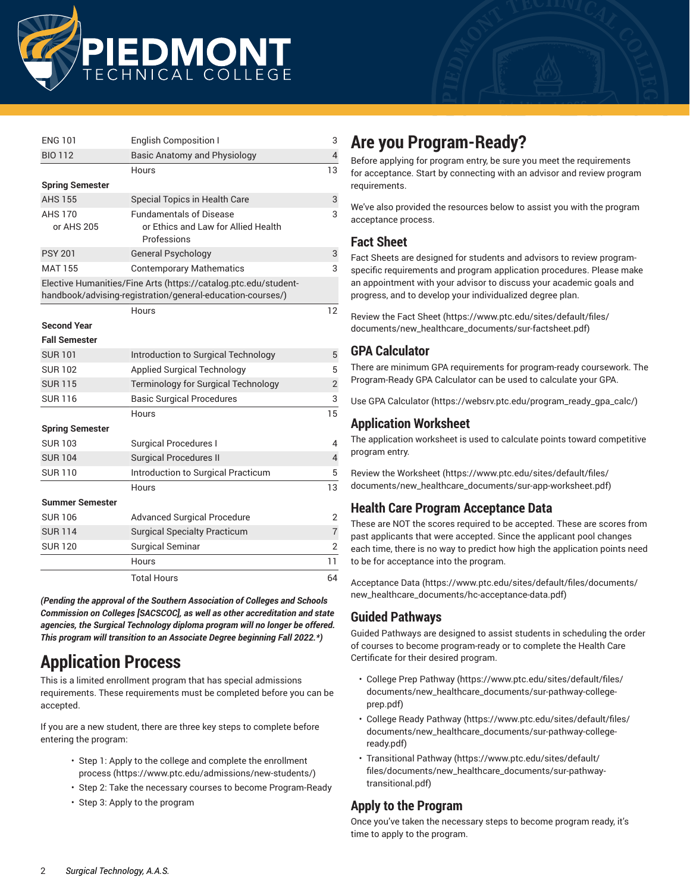| | | |
|---|---|---|
| ENG 101 | English Composition I | 3 |
| BIO 112 | Basic Anatomy and Physiology | 4 |
| | Hours | 13 |
| **Spring Semester** | | |
| AHS 155 | Special Topics in Health Care | 3 |
| AHS 170 or AHS 205 | Fundamentals of Disease or Ethics and Law for Allied Health Professions | 3 |
| PSY 201 | General Psychology | 3 |
| MAT 155 | Contemporary Mathematics | 3 |
| Elective Humanities/Fine Arts (https://catalog.ptc.edu/student-handbook/advising-registration/general-education-courses/) | | |
| | Hours | 12 |
| **Second Year** | | |
| **Fall Semester** | | |
| SUR 101 | Introduction to Surgical Technology | 5 |
| SUR 102 | Applied Surgical Technology | 5 |
| SUR 115 | Terminology for Surgical Technology | 2 |
| SUR 116 | Basic Surgical Procedures | 3 |
| | Hours | 15 |
| **Spring Semester** | | |
| SUR 103 | Surgical Procedures I | 4 |
| SUR 104 | Surgical Procedures II | 4 |
| SUR 110 | Introduction to Surgical Practicum | 5 |
| | Hours | 13 |
| **Summer Semester** | | |
| SUR 106 | Advanced Surgical Procedure | 2 |
| SUR 114 | Surgical Specialty Practicum | 7 |
| SUR 120 | Surgical Seminar | 2 |
| | Hours | 11 |
| | Total Hours | 64 |

***(Pending the approval of the Southern Association of Colleges and Schools Commission on Colleges [SACSCOC], as well as other accreditation and state agencies, the Surgical Technology diploma program will no longer be offered. This program will transition to an Associate Degree beginning Fall 2022.\*)***

# Application Process

This is a limited enrollment program that has special admissions requirements. These requirements must be completed before you can be accepted.

If you are a new student, there are three key steps to complete before entering the program:

- Step 1: Apply to the college and complete the enrollment process (https://www.ptc.edu/admissions/new-students/)
- Step 2: Take the necessary courses to become Program-Ready
- Step 3: Apply to the program

# Are you Program-Ready?

Before applying for program entry, be sure you meet the requirements for acceptance. Start by connecting with an advisor and review program requirements.

We've also provided the resources below to assist you with the program acceptance process.

## Fact Sheet

Fact Sheets are designed for students and advisors to review program-specific requirements and program application procedures. Please make an appointment with your advisor to discuss your academic goals and progress, and to develop your individualized degree plan.

Review the Fact Sheet (https://www.ptc.edu/sites/default/files/documents/new_healthcare_documents/sur-factsheet.pdf)

## GPA Calculator

There are minimum GPA requirements for program-ready coursework. The Program-Ready GPA Calculator can be used to calculate your GPA.

Use GPA Calculator (https://websrv.ptc.edu/program_ready_gpa_calc/)

## Application Worksheet

The application worksheet is used to calculate points toward competitive program entry.

Review the Worksheet (https://www.ptc.edu/sites/default/files/documents/new_healthcare_documents/sur-app-worksheet.pdf)

## Health Care Program Acceptance Data

These are NOT the scores required to be accepted. These are scores from past applicants that were accepted. Since the applicant pool changes each time, there is no way to predict how high the application points need to be for acceptance into the program.

Acceptance Data (https://www.ptc.edu/sites/default/files/documents/new_healthcare_documents/hc-acceptance-data.pdf)

## Guided Pathways

Guided Pathways are designed to assist students in scheduling the order of courses to become program-ready or to complete the Health Care Certificate for their desired program.

- College Prep Pathway (https://www.ptc.edu/sites/default/files/documents/new_healthcare_documents/sur-pathway-college-prep.pdf)
- College Ready Pathway (https://www.ptc.edu/sites/default/files/documents/new_healthcare_documents/sur-pathway-college-ready.pdf)
- Transitional Pathway (https://www.ptc.edu/sites/default/files/documents/new_healthcare_documents/sur-pathway-transitional.pdf)

## Apply to the Program

Once you've taken the necessary steps to become program ready, it's time to apply to the program.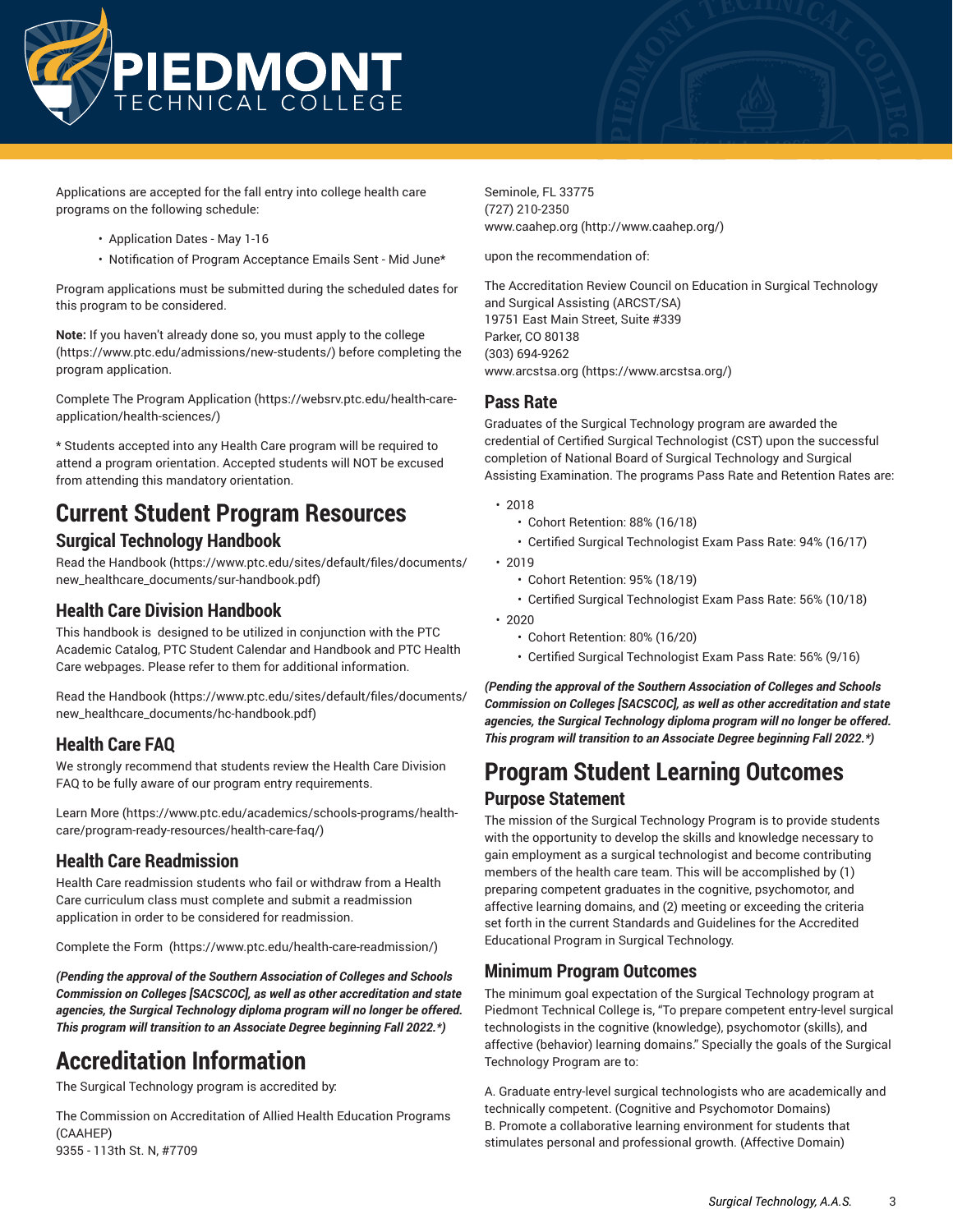Applications are accepted for the fall entry into college health care programs on the following schedule:

- Application Dates - May 1-16
- Notification of Program Acceptance Emails Sent - Mid June*

Program applications must be submitted during the scheduled dates for this program to be considered.

**Note:** If you haven't already done so, you must apply to the college (https://www.ptc.edu/admissions/new-students/) before completing the program application.

Complete The Program Application (https://websrv.ptc.edu/health-care-application/health-sciences/)

* Students accepted into any Health Care program will be required to attend a program orientation. Accepted students will NOT be excused from attending this mandatory orientation.

# Current Student Program Resources

## Surgical Technology Handbook

Read the Handbook (https://www.ptc.edu/sites/default/files/documents/new_healthcare_documents/sur-handbook.pdf)

## Health Care Division Handbook

This handbook is designed to be utilized in conjunction with the PTC Academic Catalog, PTC Student Calendar and Handbook and PTC Health Care webpages. Please refer to them for additional information.

Read the Handbook (https://www.ptc.edu/sites/default/files/documents/new_healthcare_documents/hc-handbook.pdf)

## Health Care FAQ

We strongly recommend that students review the Health Care Division FAQ to be fully aware of our program entry requirements.

Learn More (https://www.ptc.edu/academics/schools-programs/health-care/program-ready-resources/health-care-faq/)

## Health Care Readmission

Health Care readmission students who fail or withdraw from a Health Care curriculum class must complete and submit a readmission application in order to be considered for readmission.

Complete the Form (https://www.ptc.edu/health-care-readmission/)

***(Pending the approval of the Southern Association of Colleges and Schools Commission on Colleges [SACSCOC], as well as other accreditation and state agencies, the Surgical Technology diploma program will no longer be offered. This program will transition to an Associate Degree beginning Fall 2022.*)***

# Accreditation Information

The Surgical Technology program is accredited by:

The Commission on Accreditation of Allied Health Education Programs (CAAHEP)
9355 - 113th St. N, #7709
Seminole, FL 33775
(727) 210-2350
www.caahep.org (http://www.caahep.org/)

upon the recommendation of:

The Accreditation Review Council on Education in Surgical Technology and Surgical Assisting (ARCST/SA)
19751 East Main Street, Suite #339
Parker, CO 80138
(303) 694-9262
www.arcstsa.org (https://www.arcstsa.org/)

## Pass Rate

Graduates of the Surgical Technology program are awarded the credential of Certified Surgical Technologist (CST) upon the successful completion of National Board of Surgical Technology and Surgical Assisting Examination. The programs Pass Rate and Retention Rates are:

- 2018
  - Cohort Retention: 88% (16/18)
  - Certified Surgical Technologist Exam Pass Rate: 94% (16/17)
- 2019
  - Cohort Retention: 95% (18/19)
  - Certified Surgical Technologist Exam Pass Rate: 56% (10/18)
- 2020
  - Cohort Retention: 80% (16/20)
  - Certified Surgical Technologist Exam Pass Rate: 56% (9/16)

***(Pending the approval of the Southern Association of Colleges and Schools Commission on Colleges [SACSCOC], as well as other accreditation and state agencies, the Surgical Technology diploma program will no longer be offered. This program will transition to an Associate Degree beginning Fall 2022.*)***

# Program Student Learning Outcomes

## Purpose Statement

The mission of the Surgical Technology Program is to provide students with the opportunity to develop the skills and knowledge necessary to gain employment as a surgical technologist and become contributing members of the health care team. This will be accomplished by (1) preparing competent graduates in the cognitive, psychomotor, and affective learning domains, and (2) meeting or exceeding the criteria set forth in the current Standards and Guidelines for the Accredited Educational Program in Surgical Technology.

## Minimum Program Outcomes

The minimum goal expectation of the Surgical Technology program at Piedmont Technical College is, "To prepare competent entry-level surgical technologists in the cognitive (knowledge), psychomotor (skills), and affective (behavior) learning domains." Specially the goals of the Surgical Technology Program are to:

A. Graduate entry-level surgical technologists who are academically and technically competent. (Cognitive and Psychomotor Domains)
B. Promote a collaborative learning environment for students that stimulates personal and professional growth. (Affective Domain)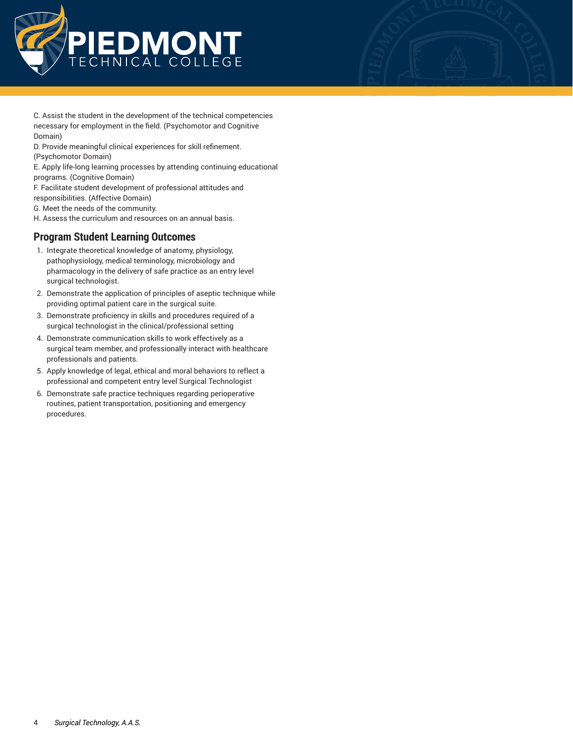C. Assist the student in the development of the technical competencies necessary for employment in the field. (Psychomotor and Cognitive Domain)
D. Provide meaningful clinical experiences for skill refinement. (Psychomotor Domain)
E. Apply life-long learning processes by attending continuing educational programs. (Cognitive Domain)
F. Facilitate student development of professional attitudes and responsibilities. (Affective Domain)
G. Meet the needs of the community.
H. Assess the curriculum and resources on an annual basis.

## Program Student Learning Outcomes

1. Integrate theoretical knowledge of anatomy, physiology, pathophysiology, medical terminology, microbiology and pharmacology in the delivery of safe practice as an entry level surgical technologist.
2. Demonstrate the application of principles of aseptic technique while providing optimal patient care in the surgical suite.
3. Demonstrate proficiency in skills and procedures required of a surgical technologist in the clinical/professional setting
4. Demonstrate communication skills to work effectively as a surgical team member, and professionally interact with healthcare professionals and patients.
5. Apply knowledge of legal, ethical and moral behaviors to reflect a professional and competent entry level Surgical Technologist
6. Demonstrate safe practice techniques regarding perioperative routines, patient transportation, positioning and emergency procedures.